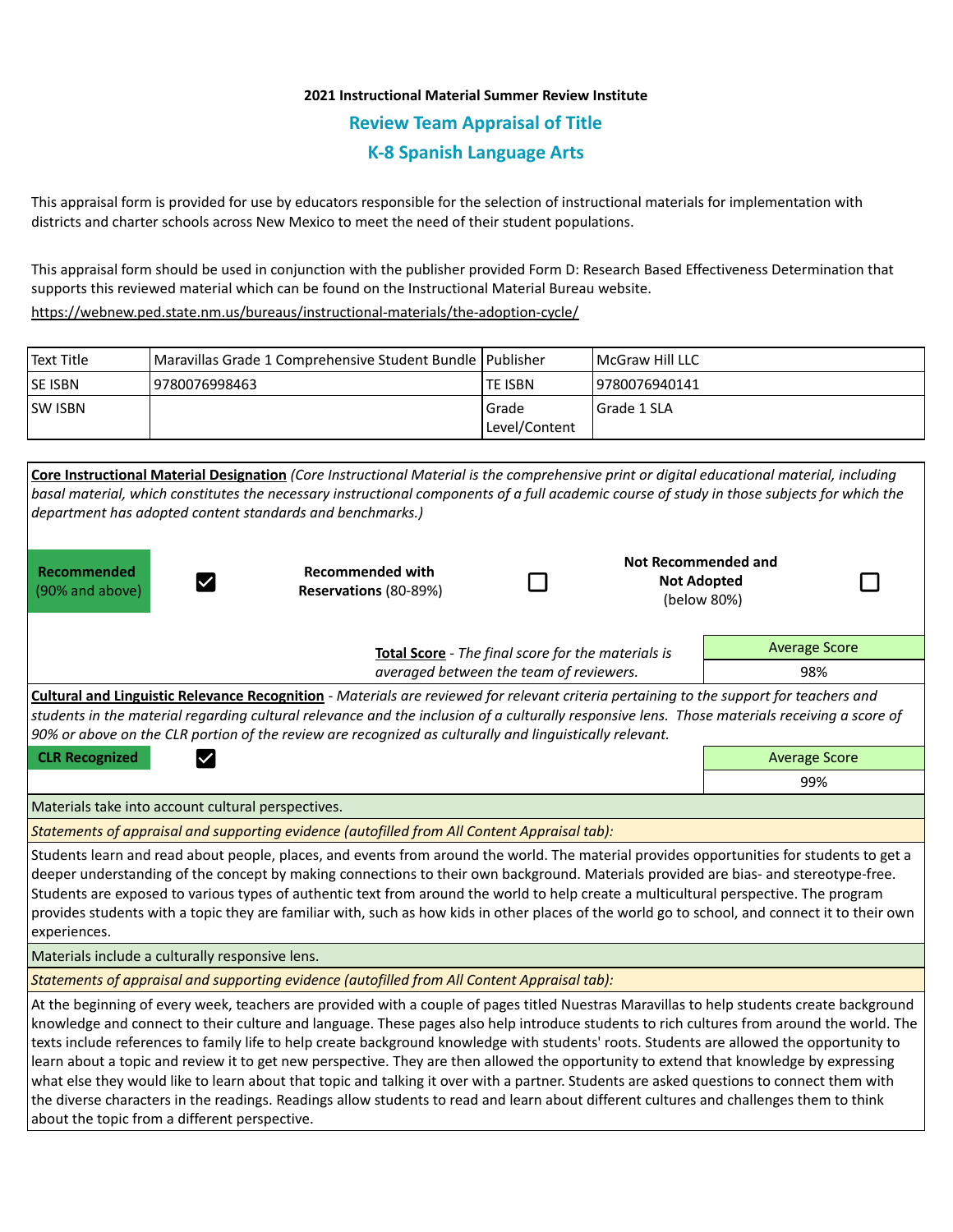**2021 Instructional Material Summer Review Institute**

## Review Team Appraisal of Title

## K-8 Spanish Language Arts

This appraisal form is provided for use by educators responsible for the selection of instructional materials for implementation with districts and charter schools across New Mexico to meet the need of their student populations.

This appraisal form should be used in conjunction with the publisher provided Form D: Research Based Effectiveness Determination that supports this reviewed material which can be found on the Instructional Material Bureau website.

https://webnew.ped.state.nm.us/bureaus/instructional-materials/the-adoption-cycle/

| Text Title | Maravillas Grade 1 Comprehensive Student Bundle | Publisher | McGraw Hill LLC |
|---|---|---|---|
| SE ISBN | 9780076998463 | TE ISBN | 9780076940141 |
| SW ISBN | | Grade Level/Content | Grade 1 SLA |

**Core Instructional Material Designation** *(Core Instructional Material is the comprehensive print or digital educational material, including basal material, which constitutes the necessary instructional components of a full academic course of study in those subjects for which the department has adopted content standards and benchmarks.)*

| **Recommended** (90% and above) | ☑ | **Recommended with Reservations** (80-89%) | ☐ | **Not Recommended and Not Adopted** (below 80%) | ☐ |
|---|---|---|---|---|---|

**Total Score** - *The final score for the materials is averaged between the team of reviewers.*

| Average Score |
|---|
| 98% |

**Cultural and Linguistic Relevance Recognition** - *Materials are reviewed for relevant criteria pertaining to the support for teachers and students in the material regarding cultural relevance and the inclusion of a culturally responsive lens. Those materials receiving a score of 90% or above on the CLR portion of the review are recognized as culturally and linguistically relevant.*

**CLR Recognized** ☑

| Average Score |
|---|
| 99% |

Materials take into account cultural perspectives.

*Statements of appraisal and supporting evidence (autofilled from All Content Appraisal tab):*

Students learn and read about people, places, and events from around the world. The material provides opportunities for students to get a deeper understanding of the concept by making connections to their own background. Materials provided are bias- and stereotype-free. Students are exposed to various types of authentic text from around the world to help create a multicultural perspective. The program provides students with a topic they are familiar with, such as how kids in other places of the world go to school, and connect it to their own experiences.

Materials include a culturally responsive lens.

*Statements of appraisal and supporting evidence (autofilled from All Content Appraisal tab):*

At the beginning of every week, teachers are provided with a couple of pages titled Nuestras Maravillas to help students create background knowledge and connect to their culture and language. These pages also help introduce students to rich cultures from around the world. The texts include references to family life to help create background knowledge with students' roots. Students are allowed the opportunity to learn about a topic and review it to get new perspective. They are then allowed the opportunity to extend that knowledge by expressing what else they would like to learn about that topic and talking it over with a partner. Students are asked questions to connect them with the diverse characters in the readings. Readings allow students to read and learn about different cultures and challenges them to think about the topic from a different perspective.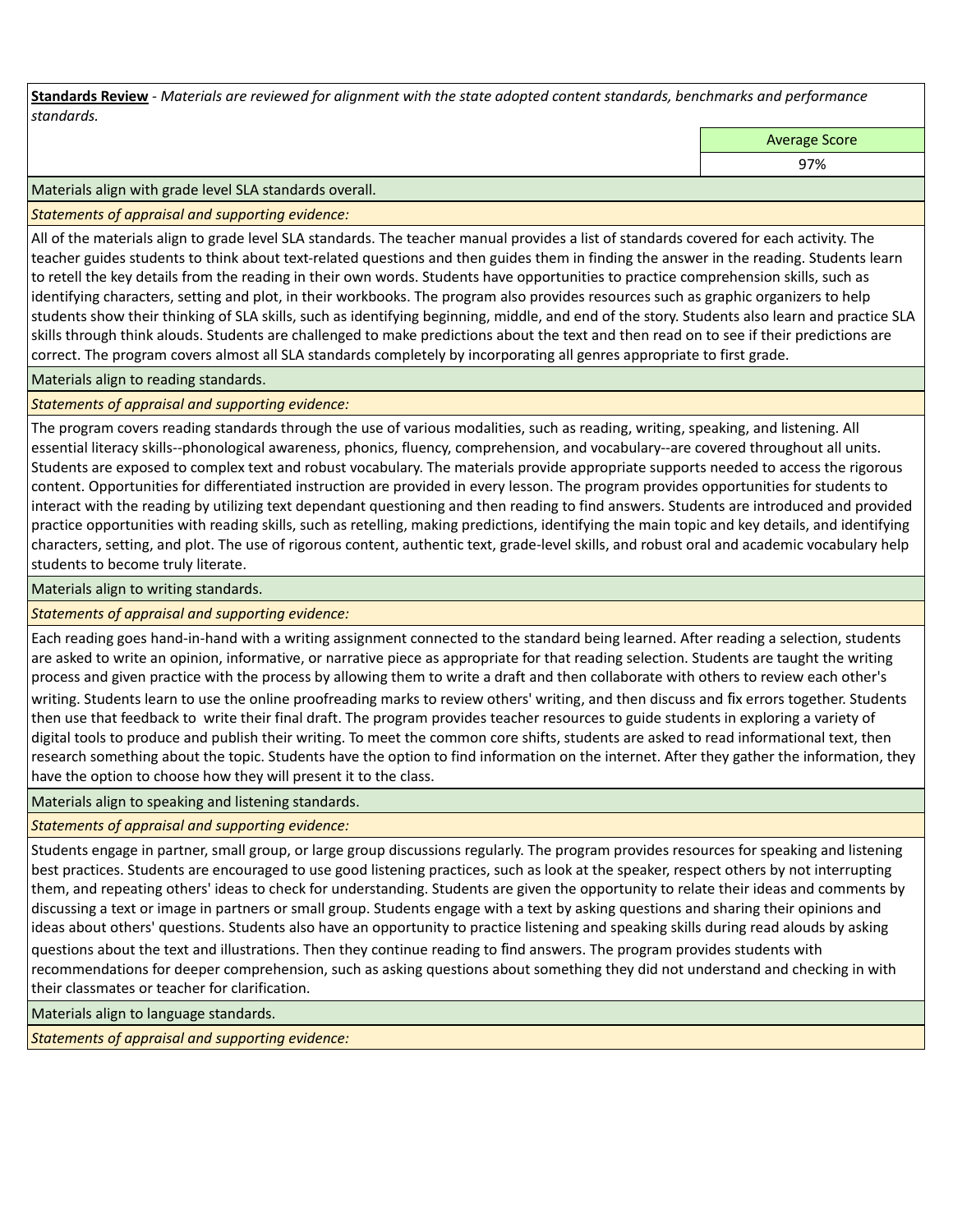**Standards Review** - *Materials are reviewed for alignment with the state adopted content standards, benchmarks and performance standards.*

| | Average Score |
|---|---|
| | 97% |

Materials align with grade level SLA standards overall.

*Statements of appraisal and supporting evidence:*

All of the materials align to grade level SLA standards. The teacher manual provides a list of standards covered for each activity. The teacher guides students to think about text-related questions and then guides them in finding the answer in the reading. Students learn to retell the key details from the reading in their own words. Students have opportunities to practice comprehension skills, such as identifying characters, setting and plot, in their workbooks. The program also provides resources such as graphic organizers to help students show their thinking of SLA skills, such as identifying beginning, middle, and end of the story. Students also learn and practice SLA skills through think alouds. Students are challenged to make predictions about the text and then read on to see if their predictions are correct. The program covers almost all SLA standards completely by incorporating all genres appropriate to first grade.

Materials align to reading standards.

*Statements of appraisal and supporting evidence:*

The program covers reading standards through the use of various modalities, such as reading, writing, speaking, and listening. All essential literacy skills--phonological awareness, phonics, fluency, comprehension, and vocabulary--are covered throughout all units. Students are exposed to complex text and robust vocabulary. The materials provide appropriate supports needed to access the rigorous content. Opportunities for differentiated instruction are provided in every lesson. The program provides opportunities for students to interact with the reading by utilizing text dependant questioning and then reading to find answers. Students are introduced and provided practice opportunities with reading skills, such as retelling, making predictions, identifying the main topic and key details, and identifying characters, setting, and plot. The use of rigorous content, authentic text, grade-level skills, and robust oral and academic vocabulary help students to become truly literate.

Materials align to writing standards.

*Statements of appraisal and supporting evidence:*

Each reading goes hand-in-hand with a writing assignment connected to the standard being learned. After reading a selection, students are asked to write an opinion, informative, or narrative piece as appropriate for that reading selection. Students are taught the writing process and given practice with the process by allowing them to write a draft and then collaborate with others to review each other's writing. Students learn to use the online proofreading marks to review others' writing, and then discuss and fix errors together. Students then use that feedback to write their final draft. The program provides teacher resources to guide students in exploring a variety of digital tools to produce and publish their writing. To meet the common core shifts, students are asked to read informational text, then research something about the topic. Students have the option to find information on the internet. After they gather the information, they have the option to choose how they will present it to the class.

Materials align to speaking and listening standards.

*Statements of appraisal and supporting evidence:*

Students engage in partner, small group, or large group discussions regularly. The program provides resources for speaking and listening best practices. Students are encouraged to use good listening practices, such as look at the speaker, respect others by not interrupting them, and repeating others' ideas to check for understanding. Students are given the opportunity to relate their ideas and comments by discussing a text or image in partners or small group. Students engage with a text by asking questions and sharing their opinions and ideas about others' questions. Students also have an opportunity to practice listening and speaking skills during read alouds by asking questions about the text and illustrations. Then they continue reading to find answers. The program provides students with recommendations for deeper comprehension, such as asking questions about something they did not understand and checking in with their classmates or teacher for clarification.

Materials align to language standards.

*Statements of appraisal and supporting evidence:*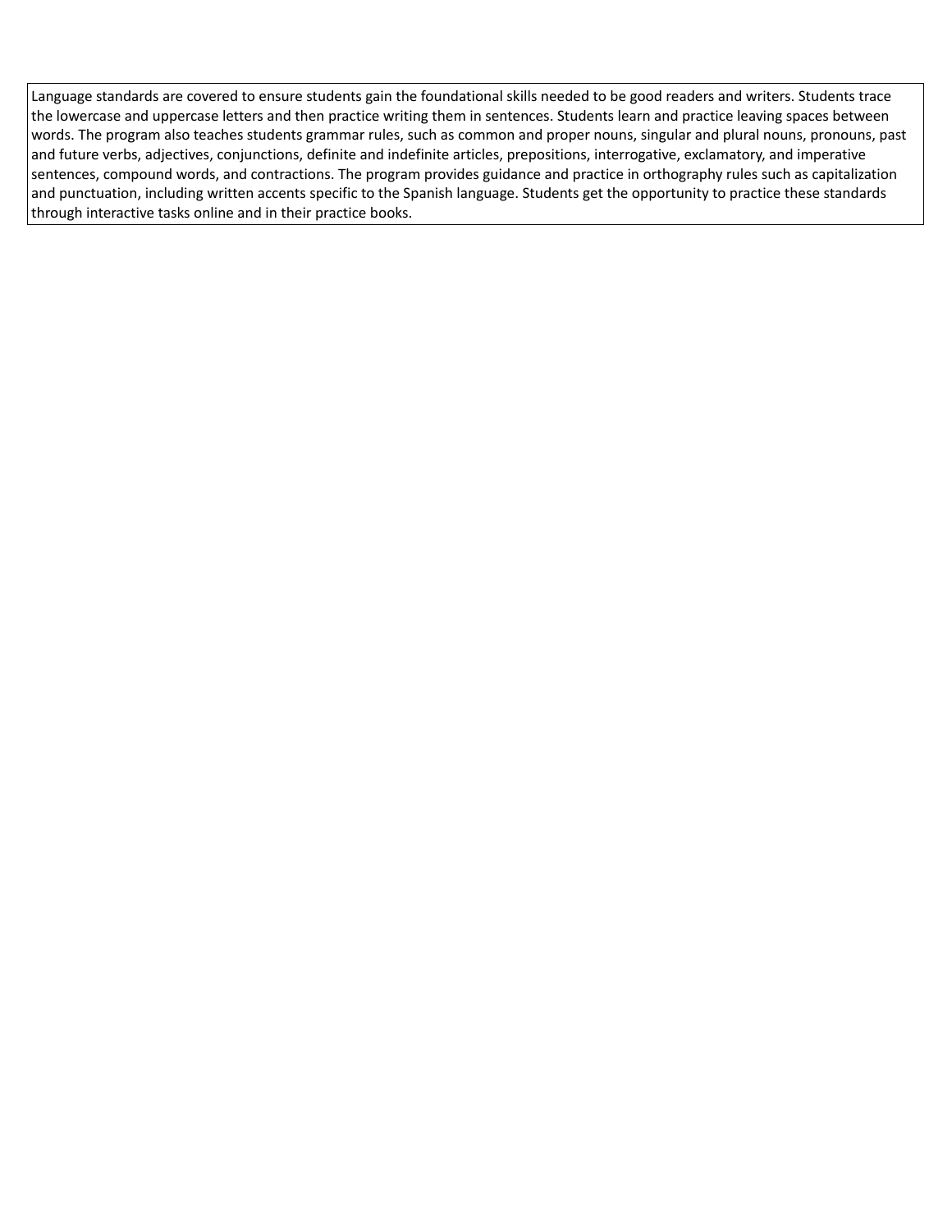Language standards are covered to ensure students gain the foundational skills needed to be good readers and writers. Students trace the lowercase and uppercase letters and then practice writing them in sentences. Students learn and practice leaving spaces between words. The program also teaches students grammar rules, such as common and proper nouns, singular and plural nouns, pronouns, past and future verbs, adjectives, conjunctions, definite and indefinite articles, prepositions, interrogative, exclamatory, and imperative sentences, compound words, and contractions. The program provides guidance and practice in orthography rules such as capitalization and punctuation, including written accents specific to the Spanish language. Students get the opportunity to practice these standards through interactive tasks online and in their practice books.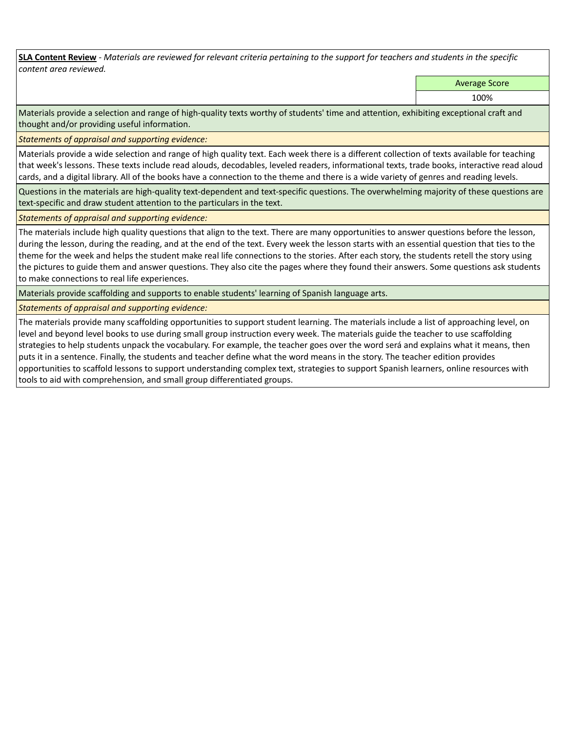**SLA Content Review** - *Materials are reviewed for relevant criteria pertaining to the support for teachers and students in the specific content area reviewed.*

| Average Score |
|---|
| 100% |

Materials provide a selection and range of high-quality texts worthy of students' time and attention, exhibiting exceptional craft and thought and/or providing useful information.

*Statements of appraisal and supporting evidence:*

Materials provide a wide selection and range of high quality text. Each week there is a different collection of texts available for teaching that week's lessons. These texts include read alouds, decodables, leveled readers, informational texts, trade books, interactive read aloud cards, and a digital library. All of the books have a connection to the theme and there is a wide variety of genres and reading levels.

Questions in the materials are high-quality text-dependent and text-specific questions. The overwhelming majority of these questions are text-specific and draw student attention to the particulars in the text.

*Statements of appraisal and supporting evidence:*

The materials include high quality questions that align to the text. There are many opportunities to answer questions before the lesson, during the lesson, during the reading, and at the end of the text. Every week the lesson starts with an essential question that ties to the theme for the week and helps the student make real life connections to the stories. After each story, the students retell the story using the pictures to guide them and answer questions. They also cite the pages where they found their answers. Some questions ask students to make connections to real life experiences.

Materials provide scaffolding and supports to enable students' learning of Spanish language arts.

*Statements of appraisal and supporting evidence:*

The materials provide many scaffolding opportunities to support student learning. The materials include a list of approaching level, on level and beyond level books to use during small group instruction every week. The materials guide the teacher to use scaffolding strategies to help students unpack the vocabulary. For example, the teacher goes over the word será and explains what it means, then puts it in a sentence. Finally, the students and teacher define what the word means in the story. The teacher edition provides opportunities to scaffold lessons to support understanding complex text, strategies to support Spanish learners, online resources with tools to aid with comprehension, and small group differentiated groups.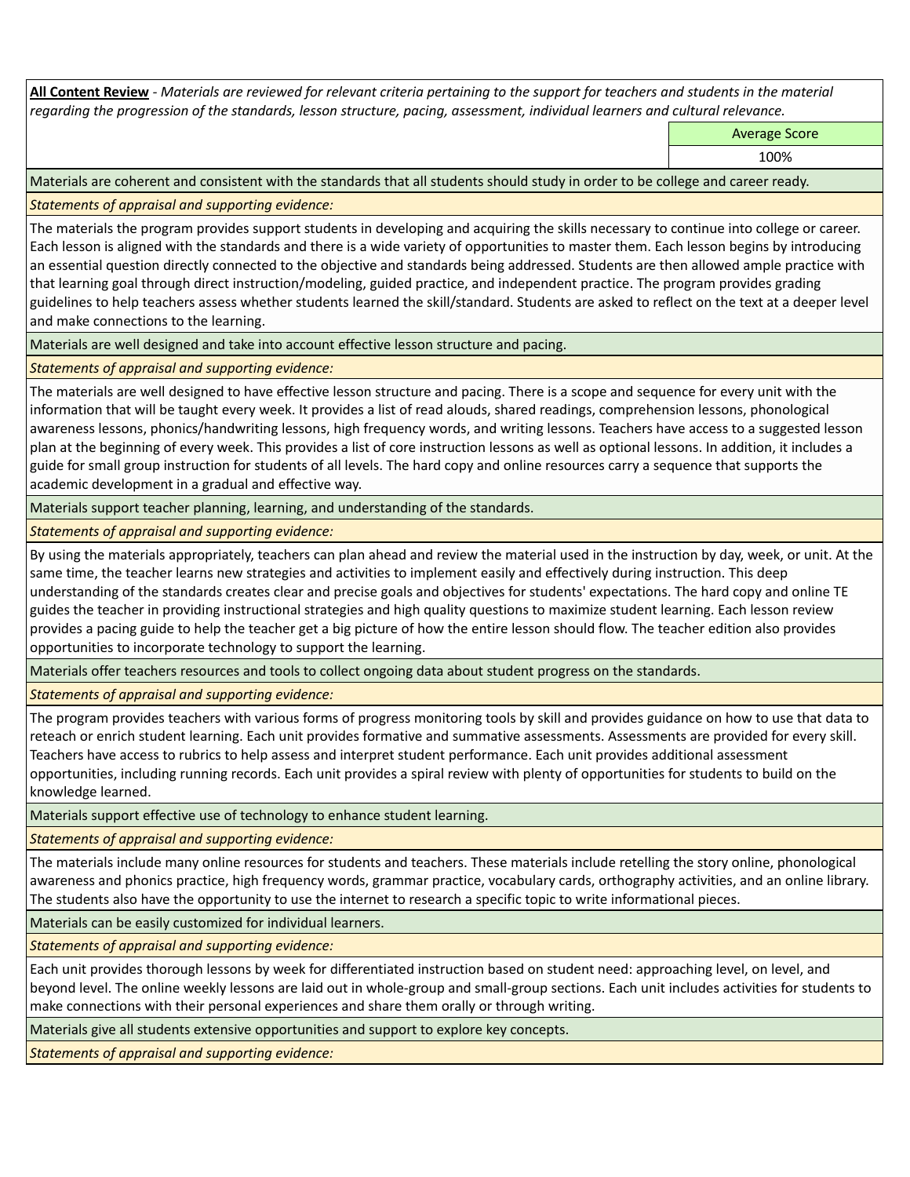**All Content Review** - *Materials are reviewed for relevant criteria pertaining to the support for teachers and students in the material regarding the progression of the standards, lesson structure, pacing, assessment, individual learners and cultural relevance.*

| | Average Score |
|---|---|
| | 100% |

Materials are coherent and consistent with the standards that all students should study in order to be college and career ready.

*Statements of appraisal and supporting evidence:*

The materials the program provides support students in developing and acquiring the skills necessary to continue into college or career. Each lesson is aligned with the standards and there is a wide variety of opportunities to master them. Each lesson begins by introducing an essential question directly connected to the objective and standards being addressed. Students are then allowed ample practice with that learning goal through direct instruction/modeling, guided practice, and independent practice. The program provides grading guidelines to help teachers assess whether students learned the skill/standard. Students are asked to reflect on the text at a deeper level and make connections to the learning.

Materials are well designed and take into account effective lesson structure and pacing.

*Statements of appraisal and supporting evidence:*

The materials are well designed to have effective lesson structure and pacing. There is a scope and sequence for every unit with the information that will be taught every week. It provides a list of read alouds, shared readings, comprehension lessons, phonological awareness lessons, phonics/handwriting lessons, high frequency words, and writing lessons. Teachers have access to a suggested lesson plan at the beginning of every week. This provides a list of core instruction lessons as well as optional lessons. In addition, it includes a guide for small group instruction for students of all levels. The hard copy and online resources carry a sequence that supports the academic development in a gradual and effective way.

Materials support teacher planning, learning, and understanding of the standards.

*Statements of appraisal and supporting evidence:*

By using the materials appropriately, teachers can plan ahead and review the material used in the instruction by day, week, or unit. At the same time, the teacher learns new strategies and activities to implement easily and effectively during instruction. This deep understanding of the standards creates clear and precise goals and objectives for students' expectations. The hard copy and online TE guides the teacher in providing instructional strategies and high quality questions to maximize student learning. Each lesson review provides a pacing guide to help the teacher get a big picture of how the entire lesson should flow. The teacher edition also provides opportunities to incorporate technology to support the learning.

Materials offer teachers resources and tools to collect ongoing data about student progress on the standards.

*Statements of appraisal and supporting evidence:*

The program provides teachers with various forms of progress monitoring tools by skill and provides guidance on how to use that data to reteach or enrich student learning. Each unit provides formative and summative assessments. Assessments are provided for every skill. Teachers have access to rubrics to help assess and interpret student performance. Each unit provides additional assessment opportunities, including running records. Each unit provides a spiral review with plenty of opportunities for students to build on the knowledge learned.

Materials support effective use of technology to enhance student learning.

*Statements of appraisal and supporting evidence:*

The materials include many online resources for students and teachers. These materials include retelling the story online, phonological awareness and phonics practice, high frequency words, grammar practice, vocabulary cards, orthography activities, and an online library. The students also have the opportunity to use the internet to research a specific topic to write informational pieces.

Materials can be easily customized for individual learners.

*Statements of appraisal and supporting evidence:*

Each unit provides thorough lessons by week for differentiated instruction based on student need: approaching level, on level, and beyond level. The online weekly lessons are laid out in whole-group and small-group sections. Each unit includes activities for students to make connections with their personal experiences and share them orally or through writing.

Materials give all students extensive opportunities and support to explore key concepts.

*Statements of appraisal and supporting evidence:*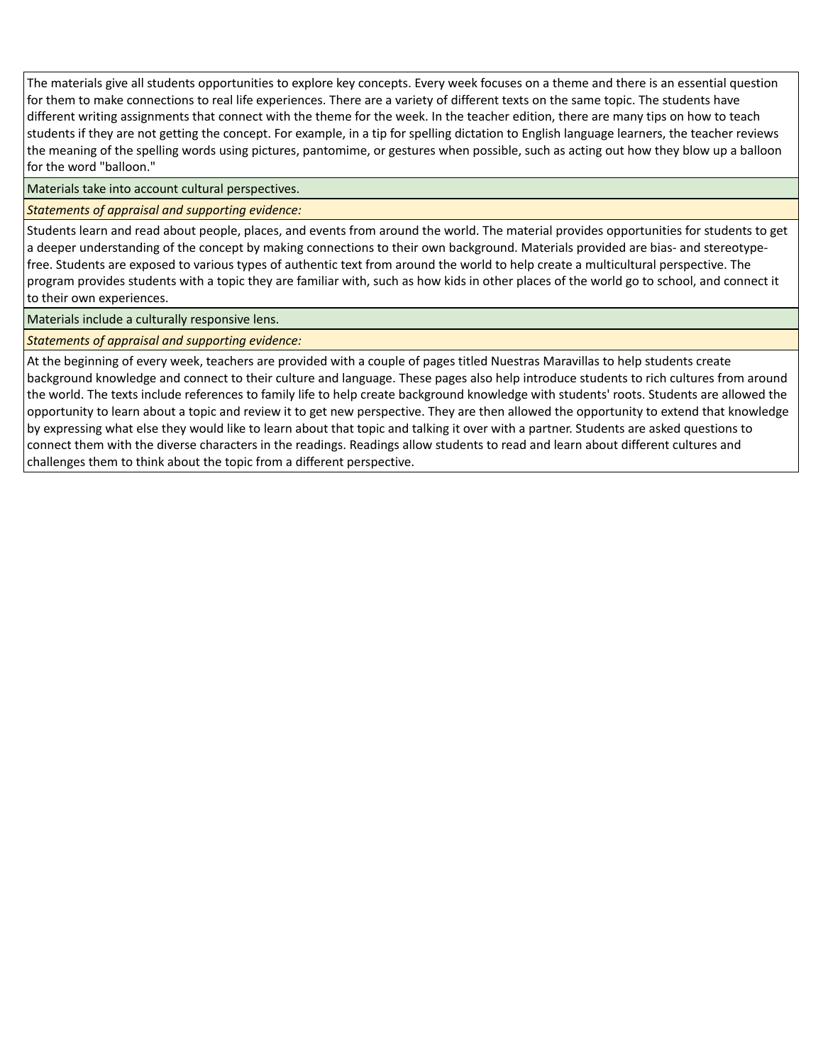The materials give all students opportunities to explore key concepts. Every week focuses on a theme and there is an essential question for them to make connections to real life experiences. There are a variety of different texts on the same topic. The students have different writing assignments that connect with the theme for the week. In the teacher edition, there are many tips on how to teach students if they are not getting the concept. For example, in a tip for spelling dictation to English language learners, the teacher reviews the meaning of the spelling words using pictures, pantomime, or gestures when possible, such as acting out how they blow up a balloon for the word "balloon."

Materials take into account cultural perspectives.

*Statements of appraisal and supporting evidence:*

Students learn and read about people, places, and events from around the world. The material provides opportunities for students to get a deeper understanding of the concept by making connections to their own background. Materials provided are bias- and stereotype-free. Students are exposed to various types of authentic text from around the world to help create a multicultural perspective. The program provides students with a topic they are familiar with, such as how kids in other places of the world go to school, and connect it to their own experiences.

Materials include a culturally responsive lens.

*Statements of appraisal and supporting evidence:*

At the beginning of every week, teachers are provided with a couple of pages titled Nuestras Maravillas to help students create background knowledge and connect to their culture and language. These pages also help introduce students to rich cultures from around the world. The texts include references to family life to help create background knowledge with students' roots. Students are allowed the opportunity to learn about a topic and review it to get new perspective. They are then allowed the opportunity to extend that knowledge by expressing what else they would like to learn about that topic and talking it over with a partner. Students are asked questions to connect them with the diverse characters in the readings. Readings allow students to read and learn about different cultures and challenges them to think about the topic from a different perspective.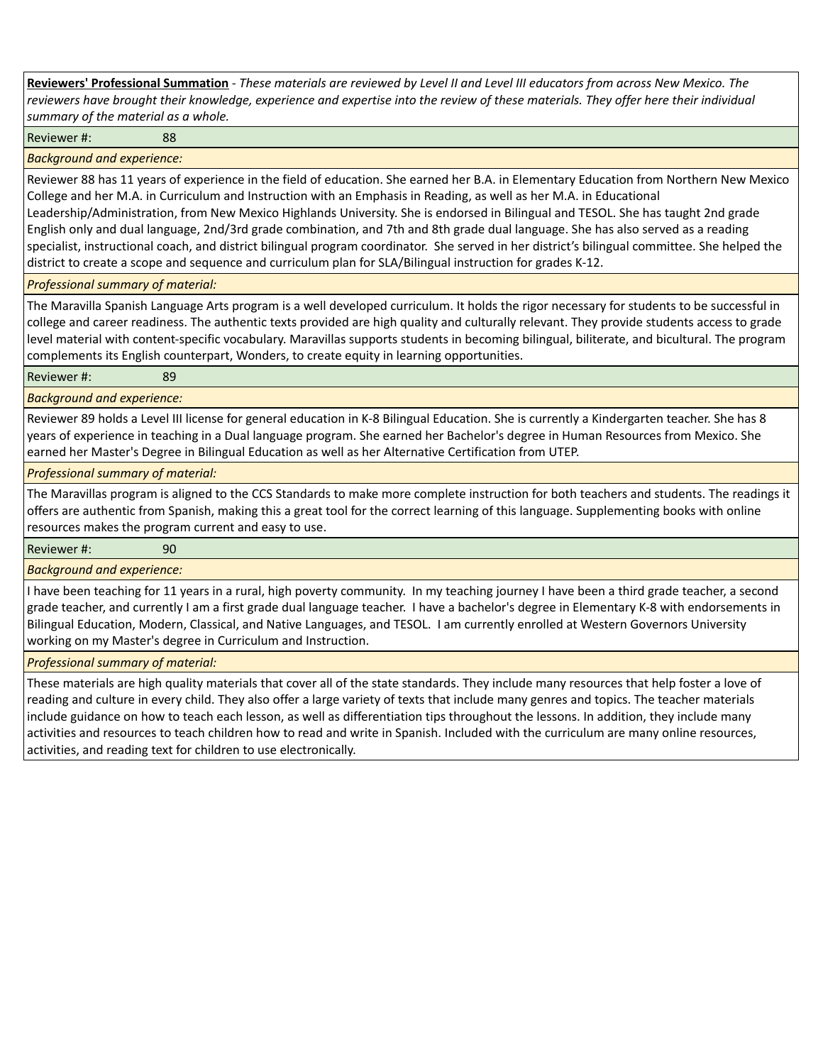**<u>Reviewers' Professional Summation</u>** - *These materials are reviewed by Level II and Level III educators from across New Mexico. The reviewers have brought their knowledge, experience and expertise into the review of these materials. They offer here their individual summary of the material as a whole.*

Reviewer #: 88

*Background and experience:*

Reviewer 88 has 11 years of experience in the field of education. She earned her B.A. in Elementary Education from Northern New Mexico College and her M.A. in Curriculum and Instruction with an Emphasis in Reading, as well as her M.A. in Educational Leadership/Administration, from New Mexico Highlands University. She is endorsed in Bilingual and TESOL. She has taught 2nd grade English only and dual language, 2nd/3rd grade combination, and 7th and 8th grade dual language. She has also served as a reading specialist, instructional coach, and district bilingual program coordinator. She served in her district's bilingual committee. She helped the district to create a scope and sequence and curriculum plan for SLA/Bilingual instruction for grades K-12.

*Professional summary of material:*

The Maravilla Spanish Language Arts program is a well developed curriculum. It holds the rigor necessary for students to be successful in college and career readiness. The authentic texts provided are high quality and culturally relevant. They provide students access to grade level material with content-specific vocabulary. Maravillas supports students in becoming bilingual, biliterate, and bicultural. The program complements its English counterpart, Wonders, to create equity in learning opportunities.

Reviewer #: 89

*Background and experience:*

Reviewer 89 holds a Level III license for general education in K-8 Bilingual Education. She is currently a Kindergarten teacher. She has 8 years of experience in teaching in a Dual language program. She earned her Bachelor's degree in Human Resources from Mexico. She earned her Master's Degree in Bilingual Education as well as her Alternative Certification from UTEP.

*Professional summary of material:*

The Maravillas program is aligned to the CCS Standards to make more complete instruction for both teachers and students. The readings it offers are authentic from Spanish, making this a great tool for the correct learning of this language. Supplementing books with online resources makes the program current and easy to use.

Reviewer #: 90

*Background and experience:*

I have been teaching for 11 years in a rural, high poverty community. In my teaching journey I have been a third grade teacher, a second grade teacher, and currently I am a first grade dual language teacher. I have a bachelor's degree in Elementary K-8 with endorsements in Bilingual Education, Modern, Classical, and Native Languages, and TESOL. I am currently enrolled at Western Governors University working on my Master's degree in Curriculum and Instruction.

*Professional summary of material:*

These materials are high quality materials that cover all of the state standards. They include many resources that help foster a love of reading and culture in every child. They also offer a large variety of texts that include many genres and topics. The teacher materials include guidance on how to teach each lesson, as well as differentiation tips throughout the lessons. In addition, they include many activities and resources to teach children how to read and write in Spanish. Included with the curriculum are many online resources, activities, and reading text for children to use electronically.